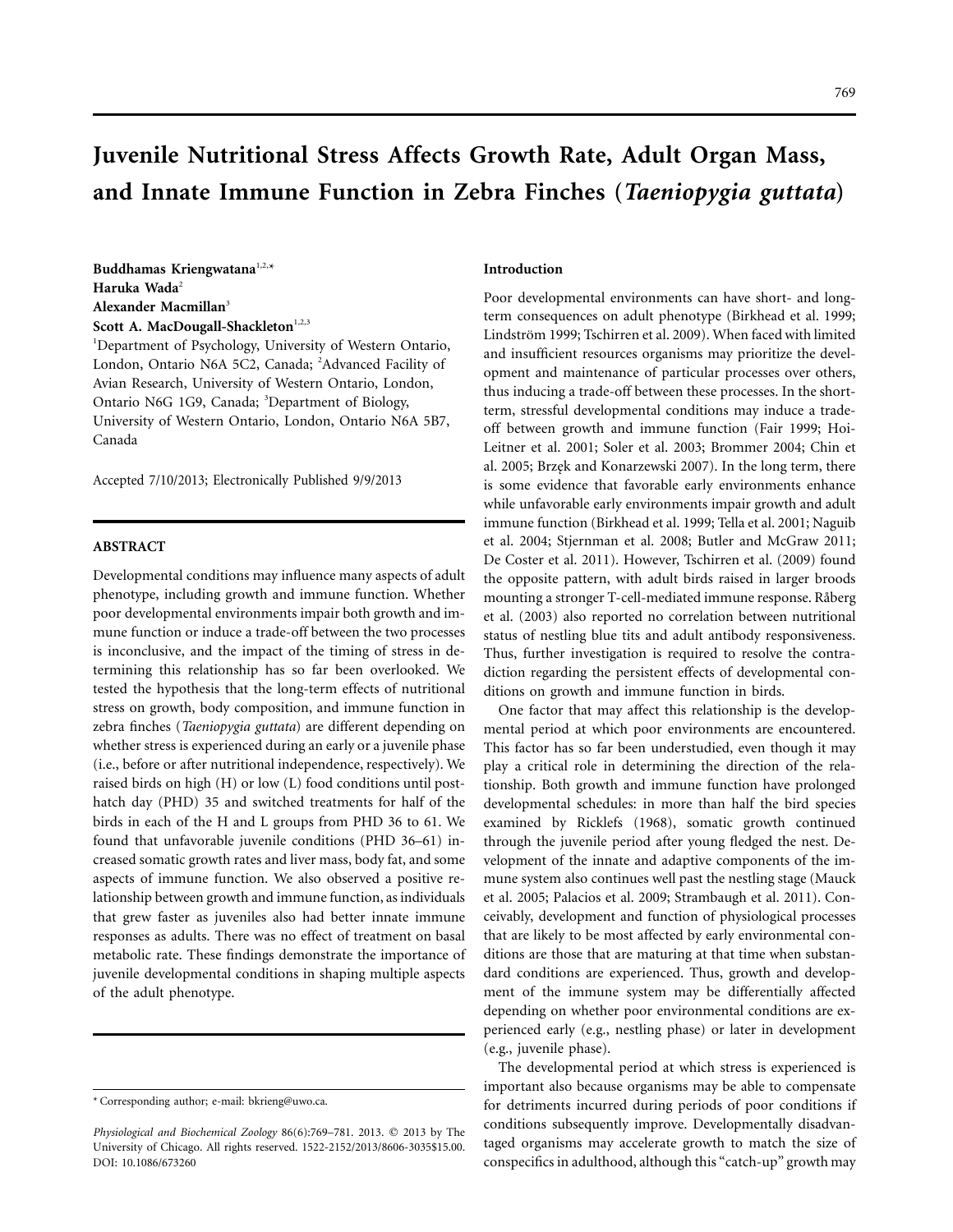# Juvenile Nutritional Stress Affects Growth Rate, Adult Organ Mass, and Innate Immune Function in Zebra Finches (*Taeniopygia guttata*)

**Buddhamas Kriengwatana**[1,2,*]
**Haruka Wada**[2]
**Alexander Macmillan**[3]
**Scott A. MacDougall-Shackleton**[1,2,3]

[1]Department of Psychology, University of Western Ontario, London, Ontario N6A 5C2, Canada; [2]Advanced Facility of Avian Research, University of Western Ontario, London, Ontario N6G 1G9, Canada; [3]Department of Biology, University of Western Ontario, London, Ontario N6A 5B7, Canada

Accepted 7/10/2013; Electronically Published 9/9/2013

## ABSTRACT

Developmental conditions may influence many aspects of adult phenotype, including growth and immune function. Whether poor developmental environments impair both growth and immune function or induce a trade-off between the two processes is inconclusive, and the impact of the timing of stress in determining this relationship has so far been overlooked. We tested the hypothesis that the long-term effects of nutritional stress on growth, body composition, and immune function in zebra finches (*Taeniopygia guttata*) are different depending on whether stress is experienced during an early or a juvenile phase (i.e., before or after nutritional independence, respectively). We raised birds on high (H) or low (L) food conditions until posthatch day (PHD) 35 and switched treatments for half of the birds in each of the H and L groups from PHD 36 to 61. We found that unfavorable juvenile conditions (PHD 36–61) increased somatic growth rates and liver mass, body fat, and some aspects of immune function. We also observed a positive relationship between growth and immune function, as individuals that grew faster as juveniles also had better innate immune responses as adults. There was no effect of treatment on basal metabolic rate. These findings demonstrate the importance of juvenile developmental conditions in shaping multiple aspects of the adult phenotype.

* Corresponding author; e-mail: bkrieng@uwo.ca.

*Physiological and Biochemical Zoology* 86(6):769–781. 2013. © 2013 by The University of Chicago. All rights reserved. 1522-2152/2013/8606-3035$15.00. DOI: 10.1086/673260

## Introduction

Poor developmental environments can have short- and long-term consequences on adult phenotype (Birkhead et al. 1999; Lindström 1999; Tschirren et al. 2009). When faced with limited and insufficient resources organisms may prioritize the development and maintenance of particular processes over others, thus inducing a trade-off between these processes. In the short-term, stressful developmental conditions may induce a trade-off between growth and immune function (Fair 1999; Hoi-Leitner et al. 2001; Soler et al. 2003; Brommer 2004; Chin et al. 2005; Brzęk and Konarzewski 2007). In the long term, there is some evidence that favorable early environments enhance while unfavorable early environments impair growth and adult immune function (Birkhead et al. 1999; Tella et al. 2001; Naguib et al. 2004; Stjernman et al. 2008; Butler and McGraw 2011; De Coster et al. 2011). However, Tschirren et al. (2009) found the opposite pattern, with adult birds raised in larger broods mounting a stronger T-cell-mediated immune response. Råberg et al. (2003) also reported no correlation between nutritional status of nestling blue tits and adult antibody responsiveness. Thus, further investigation is required to resolve the contradiction regarding the persistent effects of developmental conditions on growth and immune function in birds.

One factor that may affect this relationship is the developmental period at which poor environments are encountered. This factor has so far been understudied, even though it may play a critical role in determining the direction of the relationship. Both growth and immune function have prolonged developmental schedules: in more than half the bird species examined by Ricklefs (1968), somatic growth continued through the juvenile period after young fledged the nest. Development of the innate and adaptive components of the immune system also continues well past the nestling stage (Mauck et al. 2005; Palacios et al. 2009; Strambaugh et al. 2011). Conceivably, development and function of physiological processes that are likely to be most affected by early environmental conditions are those that are maturing at that time when substandard conditions are experienced. Thus, growth and development of the immune system may be differentially affected depending on whether poor environmental conditions are experienced early (e.g., nestling phase) or later in development (e.g., juvenile phase).

The developmental period at which stress is experienced is important also because organisms may be able to compensate for detriments incurred during periods of poor conditions if conditions subsequently improve. Developmentally disadvantaged organisms may accelerate growth to match the size of conspecifics in adulthood, although this "catch-up" growth may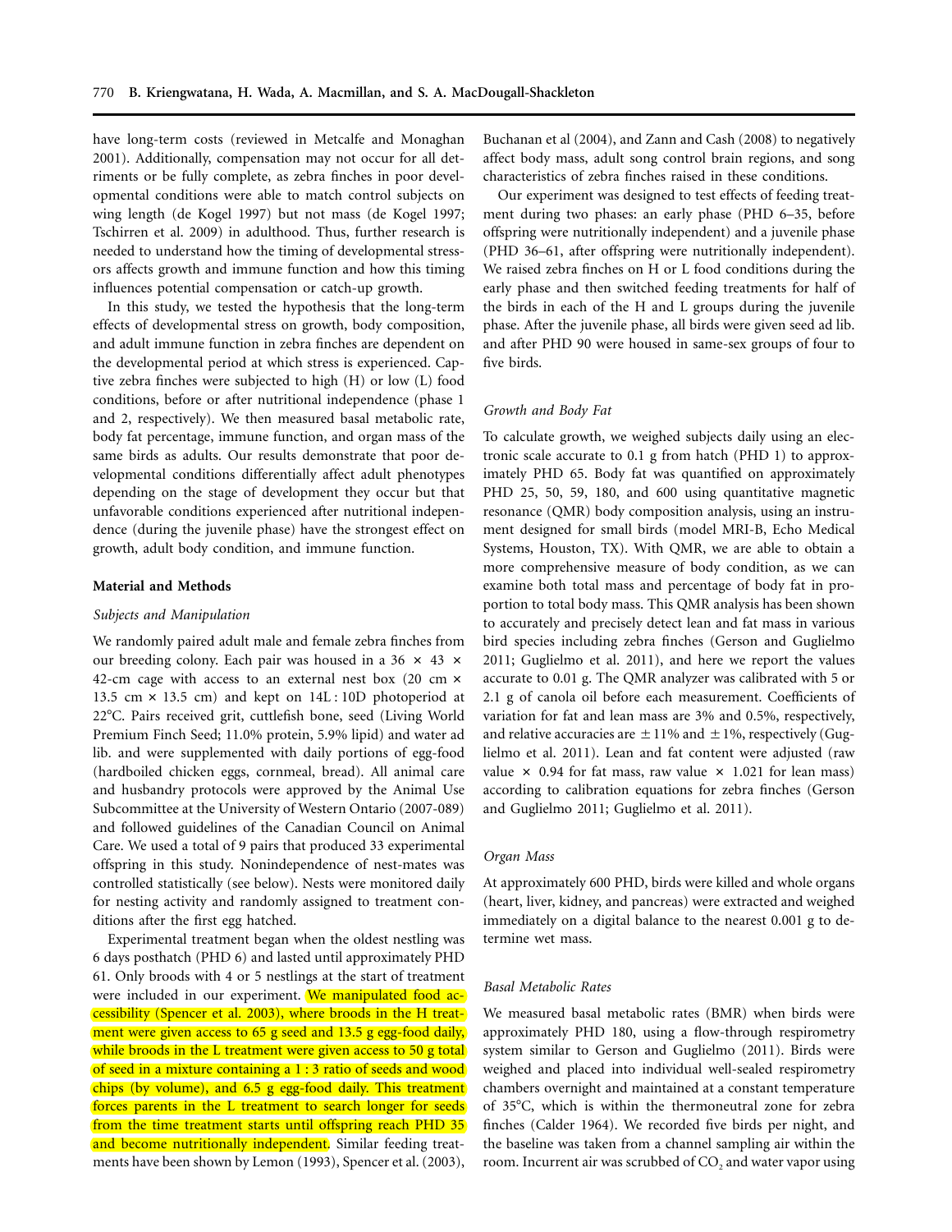have long-term costs (reviewed in Metcalfe and Monaghan 2001). Additionally, compensation may not occur for all detriments or be fully complete, as zebra finches in poor developmental conditions were able to match control subjects on wing length (de Kogel 1997) but not mass (de Kogel 1997; Tschirren et al. 2009) in adulthood. Thus, further research is needed to understand how the timing of developmental stressors affects growth and immune function and how this timing influences potential compensation or catch-up growth.

In this study, we tested the hypothesis that the long-term effects of developmental stress on growth, body composition, and adult immune function in zebra finches are dependent on the developmental period at which stress is experienced. Captive zebra finches were subjected to high (H) or low (L) food conditions, before or after nutritional independence (phase 1 and 2, respectively). We then measured basal metabolic rate, body fat percentage, immune function, and organ mass of the same birds as adults. Our results demonstrate that poor developmental conditions differentially affect adult phenotypes depending on the stage of development they occur but that unfavorable conditions experienced after nutritional independence (during the juvenile phase) have the strongest effect on growth, adult body condition, and immune function.

## Material and Methods

### *Subjects and Manipulation*

We randomly paired adult male and female zebra finches from our breeding colony. Each pair was housed in a 36 × 43 × 42-cm cage with access to an external nest box (20 cm × 13.5 cm × 13.5 cm) and kept on 14L : 10D photoperiod at 22°C. Pairs received grit, cuttlefish bone, seed (Living World Premium Finch Seed; 11.0% protein, 5.9% lipid) and water ad lib. and were supplemented with daily portions of egg-food (hardboiled chicken eggs, cornmeal, bread). All animal care and husbandry protocols were approved by the Animal Use Subcommittee at the University of Western Ontario (2007-089) and followed guidelines of the Canadian Council on Animal Care. We used a total of 9 pairs that produced 33 experimental offspring in this study. Nonindependence of nest-mates was controlled statistically (see below). Nests were monitored daily for nesting activity and randomly assigned to treatment conditions after the first egg hatched.

Experimental treatment began when the oldest nestling was 6 days posthatch (PHD 6) and lasted until approximately PHD 61. Only broods with 4 or 5 nestlings at the start of treatment were included in our experiment. We manipulated food accessibility (Spencer et al. 2003), where broods in the H treatment were given access to 65 g seed and 13.5 g egg-food daily, while broods in the L treatment were given access to 50 g total of seed in a mixture containing a 1 : 3 ratio of seeds and wood chips (by volume), and 6.5 g egg-food daily. This treatment forces parents in the L treatment to search longer for seeds from the time treatment starts until offspring reach PHD 35 and become nutritionally independent. Similar feeding treatments have been shown by Lemon (1993), Spencer et al. (2003), Buchanan et al (2004), and Zann and Cash (2008) to negatively affect body mass, adult song control brain regions, and song characteristics of zebra finches raised in these conditions.

Our experiment was designed to test effects of feeding treatment during two phases: an early phase (PHD 6–35, before offspring were nutritionally independent) and a juvenile phase (PHD 36–61, after offspring were nutritionally independent). We raised zebra finches on H or L food conditions during the early phase and then switched feeding treatments for half of the birds in each of the H and L groups during the juvenile phase. After the juvenile phase, all birds were given seed ad lib. and after PHD 90 were housed in same-sex groups of four to five birds.

### *Growth and Body Fat*

To calculate growth, we weighed subjects daily using an electronic scale accurate to 0.1 g from hatch (PHD 1) to approximately PHD 65. Body fat was quantified on approximately PHD 25, 50, 59, 180, and 600 using quantitative magnetic resonance (QMR) body composition analysis, using an instrument designed for small birds (model MRI-B, Echo Medical Systems, Houston, TX). With QMR, we are able to obtain a more comprehensive measure of body condition, as we can examine both total mass and percentage of body fat in proportion to total body mass. This QMR analysis has been shown to accurately and precisely detect lean and fat mass in various bird species including zebra finches (Gerson and Guglielmo 2011; Guglielmo et al. 2011), and here we report the values accurate to 0.01 g. The QMR analyzer was calibrated with 5 or 2.1 g of canola oil before each measurement. Coefficients of variation for fat and lean mass are 3% and 0.5%, respectively, and relative accuracies are ±11% and ±1%, respectively (Guglielmo et al. 2011). Lean and fat content were adjusted (raw value × 0.94 for fat mass, raw value × 1.021 for lean mass) according to calibration equations for zebra finches (Gerson and Guglielmo 2011; Guglielmo et al. 2011).

### *Organ Mass*

At approximately 600 PHD, birds were killed and whole organs (heart, liver, kidney, and pancreas) were extracted and weighed immediately on a digital balance to the nearest 0.001 g to determine wet mass.

### *Basal Metabolic Rates*

We measured basal metabolic rates (BMR) when birds were approximately PHD 180, using a flow-through respirometry system similar to Gerson and Guglielmo (2011). Birds were weighed and placed into individual well-sealed respirometry chambers overnight and maintained at a constant temperature of 35°C, which is within the thermoneutral zone for zebra finches (Calder 1964). We recorded five birds per night, and the baseline was taken from a channel sampling air within the room. Incurrent air was scrubbed of $CO_2$ and water vapor using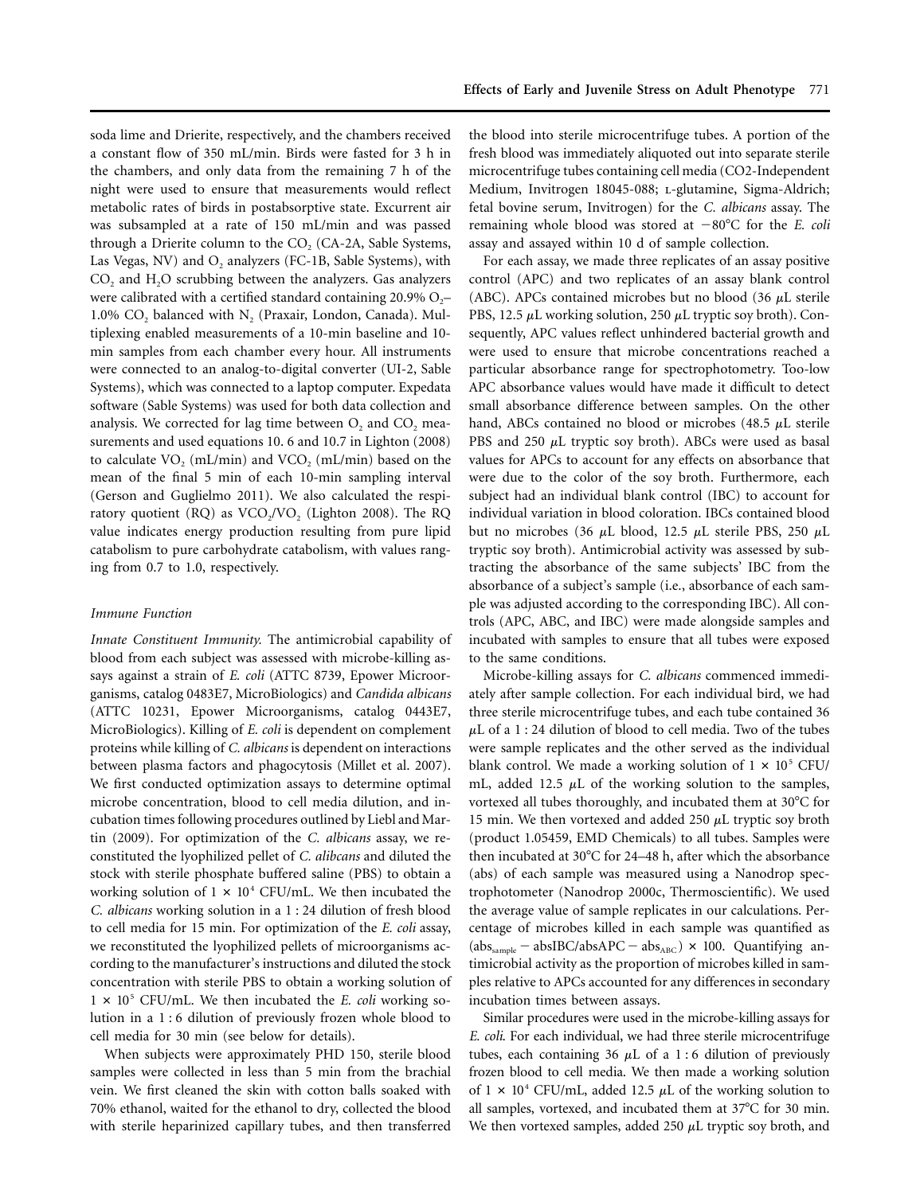soda lime and Drierite, respectively, and the chambers received a constant flow of 350 mL/min. Birds were fasted for 3 h in the chambers, and only data from the remaining 7 h of the night were used to ensure that measurements would reflect metabolic rates of birds in postabsorptive state. Excurrent air was subsampled at a rate of 150 mL/min and was passed through a Drierite column to the $CO_2$ (CA-2A, Sable Systems, Las Vegas, NV) and $O_2$ analyzers (FC-1B, Sable Systems), with $CO_2$ and $H_2O$ scrubbing between the analyzers. Gas analyzers were calibrated with a certified standard containing 20.9% $O_2$–1.0% $CO_2$ balanced with $N_2$ (Praxair, London, Canada). Multiplexing enabled measurements of a 10-min baseline and 10-min samples from each chamber every hour. All instruments were connected to an analog-to-digital converter (UI-2, Sable Systems), which was connected to a laptop computer. Expedata software (Sable Systems) was used for both data collection and analysis. We corrected for lag time between $O_2$ and $CO_2$ measurements and used equations 10. 6 and 10.7 in Lighton (2008) to calculate $VO_2$ (mL/min) and $VCO_2$ (mL/min) based on the mean of the final 5 min of each 10-min sampling interval (Gerson and Guglielmo 2011). We also calculated the respiratory quotient (RQ) as $VCO_2/VO_2$ (Lighton 2008). The RQ value indicates energy production resulting from pure lipid catabolism to pure carbohydrate catabolism, with values ranging from 0.7 to 1.0, respectively.

### Immune Function

*Innate Constituent Immunity.* The antimicrobial capability of blood from each subject was assessed with microbe-killing assays against a strain of *E. coli* (ATTC 8739, Epower Microorganisms, catalog 0483E7, MicroBiologics) and *Candida albicans* (ATTC 10231, Epower Microorganisms, catalog 0443E7, MicroBiologics). Killing of *E. coli* is dependent on complement proteins while killing of *C. albicans* is dependent on interactions between plasma factors and phagocytosis (Millet et al. 2007). We first conducted optimization assays to determine optimal microbe concentration, blood to cell media dilution, and incubation times following procedures outlined by Liebl and Martin (2009). For optimization of the *C. albicans* assay, we reconstituted the lyophilized pellet of *C. alibcans* and diluted the stock with sterile phosphate buffered saline (PBS) to obtain a working solution of $1 \times 10^4$ CFU/mL. We then incubated the *C. albicans* working solution in a 1 : 24 dilution of fresh blood to cell media for 15 min. For optimization of the *E. coli* assay, we reconstituted the lyophilized pellets of microorganisms according to the manufacturer's instructions and diluted the stock concentration with sterile PBS to obtain a working solution of $1 \times 10^5$ CFU/mL. We then incubated the *E. coli* working solution in a 1 : 6 dilution of previously frozen whole blood to cell media for 30 min (see below for details).

When subjects were approximately PHD 150, sterile blood samples were collected in less than 5 min from the brachial vein. We first cleaned the skin with cotton balls soaked with 70% ethanol, waited for the ethanol to dry, collected the blood with sterile heparinized capillary tubes, and then transferred the blood into sterile microcentrifuge tubes. A portion of the fresh blood was immediately aliquoted out into separate sterile microcentrifuge tubes containing cell media (CO2-Independent Medium, Invitrogen 18045-088; L-glutamine, Sigma-Aldrich; fetal bovine serum, Invitrogen) for the *C. albicans* assay. The remaining whole blood was stored at −80°C for the *E. coli* assay and assayed within 10 d of sample collection.

For each assay, we made three replicates of an assay positive control (APC) and two replicates of an assay blank control (ABC). APCs contained microbes but no blood (36 μL sterile PBS, 12.5 μL working solution, 250 μL tryptic soy broth). Consequently, APC values reflect unhindered bacterial growth and were used to ensure that microbe concentrations reached a particular absorbance range for spectrophotometry. Too-low APC absorbance values would have made it difficult to detect small absorbance difference between samples. On the other hand, ABCs contained no blood or microbes (48.5 μL sterile PBS and 250 μL tryptic soy broth). ABCs were used as basal values for APCs to account for any effects on absorbance that were due to the color of the soy broth. Furthermore, each subject had an individual blank control (IBC) to account for individual variation in blood coloration. IBCs contained blood but no microbes (36 μL blood, 12.5 μL sterile PBS, 250 μL tryptic soy broth). Antimicrobial activity was assessed by subtracting the absorbance of the same subjects' IBC from the absorbance of a subject's sample (i.e., absorbance of each sample was adjusted according to the corresponding IBC). All controls (APC, ABC, and IBC) were made alongside samples and incubated with samples to ensure that all tubes were exposed to the same conditions.

Microbe-killing assays for *C. albicans* commenced immediately after sample collection. For each individual bird, we had three sterile microcentrifuge tubes, and each tube contained 36 μL of a 1 : 24 dilution of blood to cell media. Two of the tubes were sample replicates and the other served as the individual blank control. We made a working solution of $1 \times 10^5$ CFU/mL, added 12.5 μL of the working solution to the samples, vortexed all tubes thoroughly, and incubated them at 30°C for 15 min. We then vortexed and added 250 μL tryptic soy broth (product 1.05459, EMD Chemicals) to all tubes. Samples were then incubated at 30°C for 24–48 h, after which the absorbance (abs) of each sample was measured using a Nanodrop spectrophotometer (Nanodrop 2000c, Thermoscientific). We used the average value of sample replicates in our calculations. Percentage of microbes killed in each sample was quantified as $(\text{abs}_{\text{sample}} - \text{absIBC}/\text{absAPC} - \text{abs}_{\text{ABC}}) \times 100$. Quantifying antimicrobial activity as the proportion of microbes killed in samples relative to APCs accounted for any differences in secondary incubation times between assays.

Similar procedures were used in the microbe-killing assays for *E. coli*. For each individual, we had three sterile microcentrifuge tubes, each containing 36 μL of a 1 : 6 dilution of previously frozen blood to cell media. We then made a working solution of $1 \times 10^4$ CFU/mL, added 12.5 μL of the working solution to all samples, vortexed, and incubated them at 37°C for 30 min. We then vortexed samples, added 250 μL tryptic soy broth, and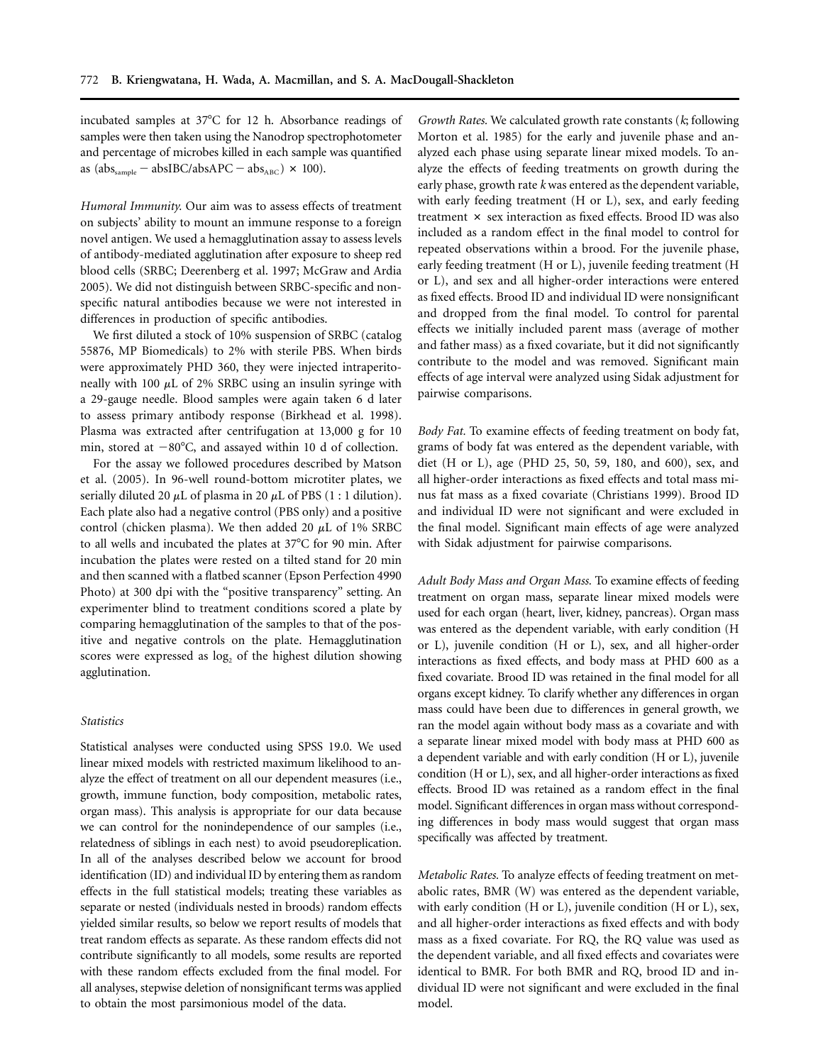incubated samples at 37°C for 12 h. Absorbance readings of samples were then taken using the Nanodrop spectrophotometer and percentage of microbes killed in each sample was quantified as $(\text{abs}_{\text{sample}} - \text{absIBC}/\text{absAPC} - \text{abs}_{\text{ABC}}) \times 100$).

*Humoral Immunity.* Our aim was to assess effects of treatment on subjects' ability to mount an immune response to a foreign novel antigen. We used a hemagglutination assay to assess levels of antibody-mediated agglutination after exposure to sheep red blood cells (SRBC; Deerenberg et al. 1997; McGraw and Ardia 2005). We did not distinguish between SRBC-specific and nonspecific natural antibodies because we were not interested in differences in production of specific antibodies.

We first diluted a stock of 10% suspension of SRBC (catalog 55876, MP Biomedicals) to 2% with sterile PBS. When birds were approximately PHD 360, they were injected intraperitoneally with 100 $\mu$L of 2% SRBC using an insulin syringe with a 29-gauge needle. Blood samples were again taken 6 d later to assess primary antibody response (Birkhead et al. 1998). Plasma was extracted after centrifugation at 13,000 g for 10 min, stored at $-80$°C, and assayed within 10 d of collection.

For the assay we followed procedures described by Matson et al. (2005). In 96-well round-bottom microtiter plates, we serially diluted 20 $\mu$L of plasma in 20 $\mu$L of PBS (1 : 1 dilution). Each plate also had a negative control (PBS only) and a positive control (chicken plasma). We then added 20 $\mu$L of 1% SRBC to all wells and incubated the plates at 37°C for 90 min. After incubation the plates were rested on a tilted stand for 20 min and then scanned with a flatbed scanner (Epson Perfection 4990 Photo) at 300 dpi with the "positive transparency" setting. An experimenter blind to treatment conditions scored a plate by comparing hemagglutination of the samples to that of the positive and negative controls on the plate. Hemagglutination scores were expressed as $\log_2$ of the highest dilution showing agglutination.

### Statistics

Statistical analyses were conducted using SPSS 19.0. We used linear mixed models with restricted maximum likelihood to analyze the effect of treatment on all our dependent measures (i.e., growth, immune function, body composition, metabolic rates, organ mass). This analysis is appropriate for our data because we can control for the nonindependence of our samples (i.e., relatedness of siblings in each nest) to avoid pseudoreplication. In all of the analyses described below we account for brood identification (ID) and individual ID by entering them as random effects in the full statistical models; treating these variables as separate or nested (individuals nested in broods) random effects yielded similar results, so below we report results of models that treat random effects as separate. As these random effects did not contribute significantly to all models, some results are reported with these random effects excluded from the final model. For all analyses, stepwise deletion of nonsignificant terms was applied to obtain the most parsimonious model of the data.

*Growth Rates.* We calculated growth rate constants ($k$; following Morton et al. 1985) for the early and juvenile phase and analyzed each phase using separate linear mixed models. To analyze the effects of feeding treatments on growth during the early phase, growth rate $k$ was entered as the dependent variable, with early feeding treatment (H or L), sex, and early feeding treatment $\times$ sex interaction as fixed effects. Brood ID was also included as a random effect in the final model to control for repeated observations within a brood. For the juvenile phase, early feeding treatment (H or L), juvenile feeding treatment (H or L), and sex and all higher-order interactions were entered as fixed effects. Brood ID and individual ID were nonsignificant and dropped from the final model. To control for parental effects we initially included parent mass (average of mother and father mass) as a fixed covariate, but it did not significantly contribute to the model and was removed. Significant main effects of age interval were analyzed using Sidak adjustment for pairwise comparisons.

*Body Fat.* To examine effects of feeding treatment on body fat, grams of body fat was entered as the dependent variable, with diet (H or L), age (PHD 25, 50, 59, 180, and 600), sex, and all higher-order interactions as fixed effects and total mass minus fat mass as a fixed covariate (Christians 1999). Brood ID and individual ID were not significant and were excluded in the final model. Significant main effects of age were analyzed with Sidak adjustment for pairwise comparisons.

*Adult Body Mass and Organ Mass.* To examine effects of feeding treatment on organ mass, separate linear mixed models were used for each organ (heart, liver, kidney, pancreas). Organ mass was entered as the dependent variable, with early condition (H or L), juvenile condition (H or L), sex, and all higher-order interactions as fixed effects, and body mass at PHD 600 as a fixed covariate. Brood ID was retained in the final model for all organs except kidney. To clarify whether any differences in organ mass could have been due to differences in general growth, we ran the model again without body mass as a covariate and with a separate linear mixed model with body mass at PHD 600 as a dependent variable and with early condition (H or L), juvenile condition (H or L), sex, and all higher-order interactions as fixed effects. Brood ID was retained as a random effect in the final model. Significant differences in organ mass without corresponding differences in body mass would suggest that organ mass specifically was affected by treatment.

*Metabolic Rates.* To analyze effects of feeding treatment on metabolic rates, BMR (W) was entered as the dependent variable, with early condition (H or L), juvenile condition (H or L), sex, and all higher-order interactions as fixed effects and with body mass as a fixed covariate. For RQ, the RQ value was used as the dependent variable, and all fixed effects and covariates were identical to BMR. For both BMR and RQ, brood ID and individual ID were not significant and were excluded in the final model.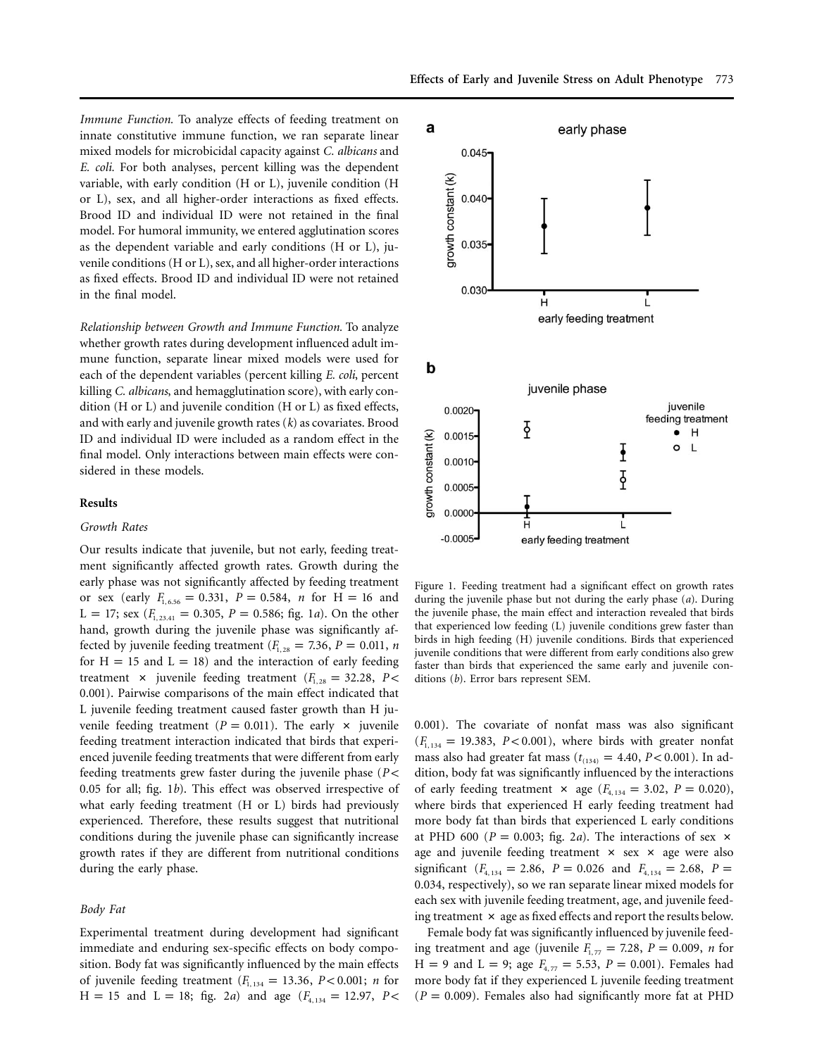*Immune Function.* To analyze effects of feeding treatment on innate constitutive immune function, we ran separate linear mixed models for microbicidal capacity against *C. albicans* and *E. coli.* For both analyses, percent killing was the dependent variable, with early condition (H or L), juvenile condition (H or L), sex, and all higher-order interactions as fixed effects. Brood ID and individual ID were not retained in the final model. For humoral immunity, we entered agglutination scores as the dependent variable and early conditions (H or L), juvenile conditions (H or L), sex, and all higher-order interactions as fixed effects. Brood ID and individual ID were not retained in the final model.

*Relationship between Growth and Immune Function.* To analyze whether growth rates during development influenced adult immune function, separate linear mixed models were used for each of the dependent variables (percent killing *E. coli*, percent killing *C. albicans*, and hemagglutination score), with early condition (H or L) and juvenile condition (H or L) as fixed effects, and with early and juvenile growth rates ($k$) as covariates. Brood ID and individual ID were included as a random effect in the final model. Only interactions between main effects were considered in these models.

## Results

### Growth Rates

Our results indicate that juvenile, but not early, feeding treatment significantly affected growth rates. Growth during the early phase was not significantly affected by feeding treatment or sex (early $F_{1, 6.56} = 0.331$, $P = 0.584$, $n$ for H = 16 and L = 17; sex ($F_{1, 23.41} = 0.305$, $P = 0.586$; fig. 1*a*). On the other hand, growth during the juvenile phase was significantly affected by juvenile feeding treatment ($F_{1, 28} = 7.36$, $P = 0.011$, $n$ for H = 15 and L = 18) and the interaction of early feeding treatment × juvenile feeding treatment ($F_{1, 28} = 32.28$, $P < 0.001$). Pairwise comparisons of the main effect indicated that L juvenile feeding treatment caused faster growth than H juvenile feeding treatment ($P = 0.011$). The early × juvenile feeding treatment interaction indicated that birds that experienced juvenile feeding treatments that were different from early feeding treatments grew faster during the juvenile phase ($P < 0.05$ for all; fig. 1*b*). This effect was observed irrespective of what early feeding treatment (H or L) birds had previously experienced. Therefore, these results suggest that nutritional conditions during the juvenile phase can significantly increase growth rates if they are different from nutritional conditions during the early phase.

### Body Fat

Experimental treatment during development had significant immediate and enduring sex-specific effects on body composition. Body fat was significantly influenced by the main effects of juvenile feeding treatment ($F_{1, 134} = 13.36$, $P < 0.001$; $n$ for H = 15 and L = 18; fig. 2*a*) and age ($F_{4, 134} = 12.97$, $P < 0.001$). The covariate of nonfat mass was also significant ($F_{1, 134} = 19.383$, $P < 0.001$), where birds with greater nonfat mass also had greater fat mass ($t_{(134)} = 4.40$, $P < 0.001$). In addition, body fat was significantly influenced by the interactions of early feeding treatment × age ($F_{4, 134} = 3.02$, $P = 0.020$), where birds that experienced H early feeding treatment had more body fat than birds that experienced L early conditions at PHD 600 ($P = 0.003$; fig. 2*a*). The interactions of sex × age and juvenile feeding treatment × sex × age were also significant ($F_{4, 134} = 2.86$, $P = 0.026$ and $F_{4, 134} = 2.68$, $P = 0.034$, respectively), so we ran separate linear mixed models for each sex with juvenile feeding treatment, age, and juvenile feeding treatment × age as fixed effects and report the results below.

Female body fat was significantly influenced by juvenile feeding treatment and age (juvenile $F_{1, 77} = 7.28$, $P = 0.009$, $n$ for H = 9 and L = 9; age $F_{4, 77} = 5.53$, $P = 0.001$). Females had more body fat if they experienced L juvenile feeding treatment ($P = 0.009$). Females also had significantly more fat at PHD

Figure 1. Feeding treatment had a significant effect on growth rates during the juvenile phase but not during the early phase (*a*). During the juvenile phase, the main effect and interaction revealed that birds that experienced low feeding (L) juvenile conditions grew faster than birds in high feeding (H) juvenile conditions. Birds that experienced juvenile conditions that were different from early conditions also grew faster than birds that experienced the same early and juvenile conditions (*b*). Error bars represent SEM.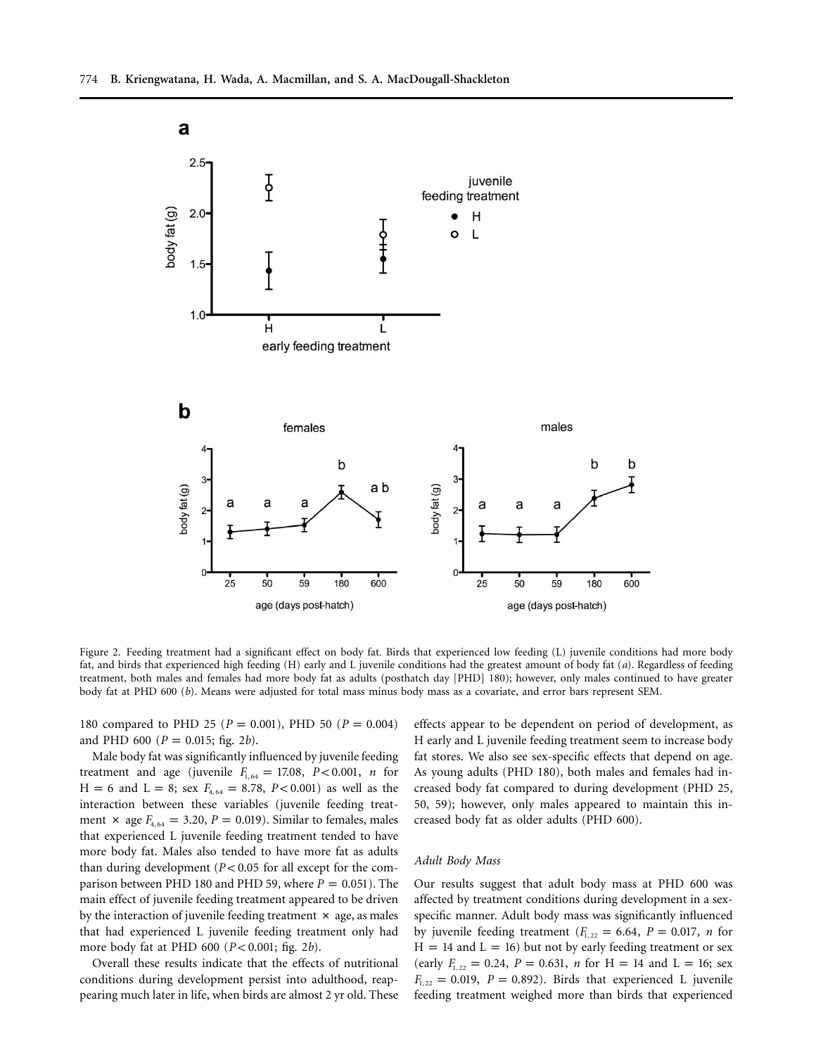Figure 2. Feeding treatment had a significant effect on body fat. Birds that experienced low feeding (L) juvenile conditions had more body fat, and birds that experienced high feeding (H) early and L juvenile conditions had the greatest amount of body fat (*a*). Regardless of feeding treatment, both males and females had more body fat as adults (posthatch day [PHD] 180); however, only males continued to have greater body fat at PHD 600 (*b*). Means were adjusted for total mass minus body mass as a covariate, and error bars represent SEM.

180 compared to PHD 25 ($P = 0.001$), PHD 50 ($P = 0.004$) and PHD 600 ($P = 0.015$; fig. 2*b*).

Male body fat was significantly influenced by juvenile feeding treatment and age (juvenile $F_{1,64} = 17.08$, $P < 0.001$, $n$ for H = 6 and L = 8; sex $F_{4,64} = 8.78$, $P < 0.001$) as well as the interaction between these variables (juvenile feeding treatment × age $F_{4,64} = 3.20$, $P = 0.019$). Similar to females, males that experienced L juvenile feeding treatment tended to have more body fat. Males also tended to have more fat as adults than during development ($P < 0.05$ for all except for the comparison between PHD 180 and PHD 59, where $P = 0.051$). The main effect of juvenile feeding treatment appeared to be driven by the interaction of juvenile feeding treatment × age, as males that had experienced L juvenile feeding treatment only had more body fat at PHD 600 ($P < 0.001$; fig. 2*b*).

Overall these results indicate that the effects of nutritional conditions during development persist into adulthood, reappearing much later in life, when birds are almost 2 yr old. These effects appear to be dependent on period of development, as H early and L juvenile feeding treatment seem to increase body fat stores. We also see sex-specific effects that depend on age. As young adults (PHD 180), both males and females had increased body fat compared to during development (PHD 25, 50, 59); however, only males appeared to maintain this increased body fat as older adults (PHD 600).

### Adult Body Mass

Our results suggest that adult body mass at PHD 600 was affected by treatment conditions during development in a sex-specific manner. Adult body mass was significantly influenced by juvenile feeding treatment ($F_{1,22} = 6.64$, $P = 0.017$, $n$ for H = 14 and L = 16) but not by early feeding treatment or sex (early $F_{1,22} = 0.24$, $P = 0.631$, $n$ for H = 14 and L = 16; sex $F_{1,22} = 0.019$, $P = 0.892$). Birds that experienced L juvenile feeding treatment weighed more than birds that experienced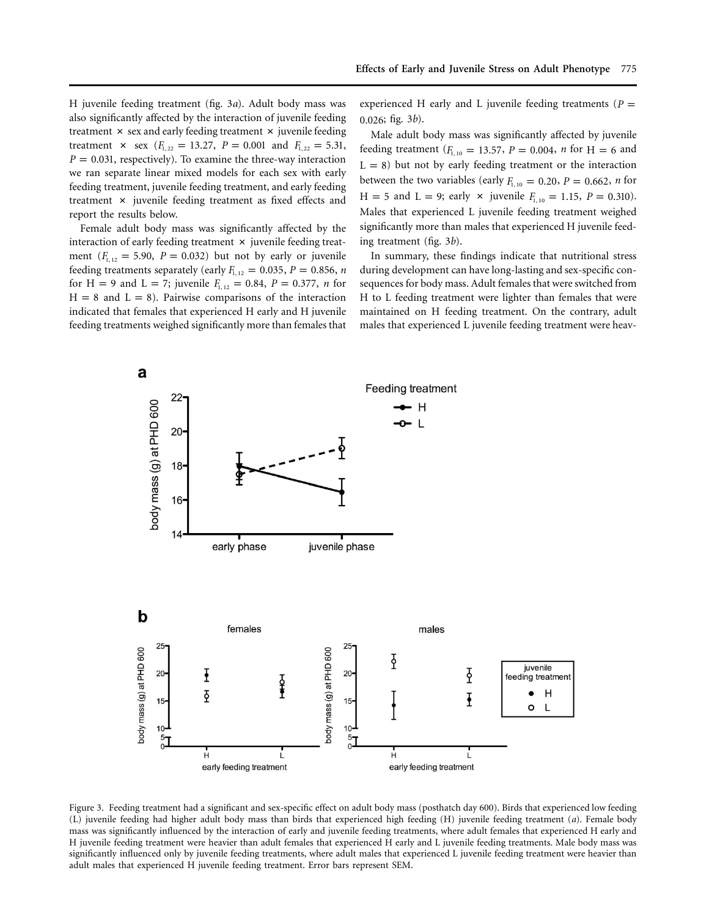H juvenile feeding treatment (fig. 3*a*). Adult body mass was also significantly affected by the interaction of juvenile feeding treatment × sex and early feeding treatment × juvenile feeding treatment × sex ($F_{1,22} = 13.27$, $P = 0.001$ and $F_{1,22} = 5.31$, $P = 0.031$, respectively). To examine the three-way interaction we ran separate linear mixed models for each sex with early feeding treatment, juvenile feeding treatment, and early feeding treatment × juvenile feeding treatment as fixed effects and report the results below.

Female adult body mass was significantly affected by the interaction of early feeding treatment × juvenile feeding treatment ($F_{1,12} = 5.90$, $P = 0.032$) but not by early or juvenile feeding treatments separately (early $F_{1,12} = 0.035$, $P = 0.856$, $n$ for H = 9 and L = 7; juvenile $F_{1,12} = 0.84$, $P = 0.377$, $n$ for H = 8 and L = 8). Pairwise comparisons of the interaction indicated that females that experienced H early and H juvenile feeding treatments weighed significantly more than females that experienced H early and L juvenile feeding treatments ($P = 0.026$; fig. 3*b*).

Male adult body mass was significantly affected by juvenile feeding treatment ($F_{1,10} = 13.57$, $P = 0.004$, $n$ for H = 6 and L = 8) but not by early feeding treatment or the interaction between the two variables (early $F_{1,10} = 0.20$, $P = 0.662$, $n$ for H = 5 and L = 9; early × juvenile $F_{1,10} = 1.15$, $P = 0.310$). Males that experienced L juvenile feeding treatment weighed significantly more than males that experienced H juvenile feeding treatment (fig. 3*b*).

In summary, these findings indicate that nutritional stress during development can have long-lasting and sex-specific consequences for body mass. Adult females that were switched from H to L feeding treatment were lighter than females that were maintained on H feeding treatment. On the contrary, adult males that experienced L juvenile feeding treatment were heav-

Figure 3. Feeding treatment had a significant and sex-specific effect on adult body mass (posthatch day 600). Birds that experienced low feeding (L) juvenile feeding had higher adult body mass than birds that experienced high feeding (H) juvenile feeding treatment (*a*). Female body mass was significantly influenced by the interaction of early and juvenile feeding treatments, where adult females that experienced H early and H juvenile feeding treatment were heavier than adult females that experienced H early and L juvenile feeding treatments. Male body mass was significantly influenced only by juvenile feeding treatments, where adult males that experienced L juvenile feeding treatment were heavier than adult males that experienced H juvenile feeding treatment. Error bars represent SEM.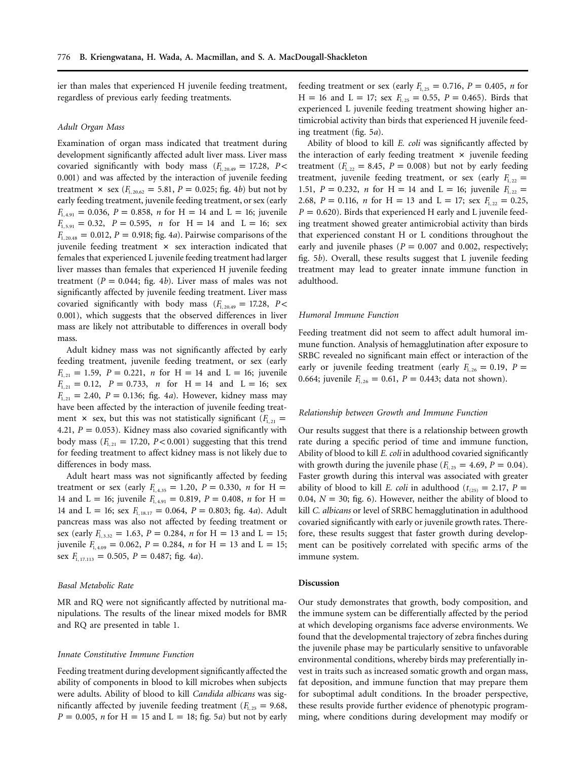ier than males that experienced H juvenile feeding treatment, regardless of previous early feeding treatments.

### Adult Organ Mass

Examination of organ mass indicated that treatment during development significantly affected adult liver mass. Liver mass covaried significantly with body mass ($F_{1, 20.49} = 17.28$, $P < 0.001$) and was affected by the interaction of juvenile feeding treatment × sex ($F_{1, 20.62} = 5.81$, $P = 0.025$; fig. 4*b*) but not by early feeding treatment, juvenile feeding treatment, or sex (early $F_{1, 4.91} = 0.036$, $P = 0.858$, *n* for H = 14 and L = 16; juvenile $F_{1, 5.91} = 0.32$, $P = 0.595$, *n* for H = 14 and L = 16; sex $F_{1, 20.48} = 0.012$, $P = 0.918$; fig. 4*a*). Pairwise comparisons of the juvenile feeding treatment × sex interaction indicated that females that experienced L juvenile feeding treatment had larger liver masses than females that experienced H juvenile feeding treatment ($P = 0.044$; fig. 4*b*). Liver mass of males was not significantly affected by juvenile feeding treatment. Liver mass covaried significantly with body mass ($F_{1, 20.49} = 17.28$, $P < 0.001$), which suggests that the observed differences in liver mass are likely not attributable to differences in overall body mass.

Adult kidney mass was not significantly affected by early feeding treatment, juvenile feeding treatment, or sex (early $F_{1, 21} = 1.59$, $P = 0.221$, *n* for H = 14 and L = 16; juvenile $F_{1, 21} = 0.12$, $P = 0.733$, *n* for H = 14 and L = 16; sex $F_{1, 21} = 2.40$, $P = 0.136$; fig. 4*a*). However, kidney mass may have been affected by the interaction of juvenile feeding treatment × sex, but this was not statistically significant ($F_{1, 21} = 4.21$, $P = 0.053$). Kidney mass also covaried significantly with body mass ($F_{1, 21} = 17.20$, $P < 0.001$) suggesting that this trend for feeding treatment to affect kidney mass is not likely due to differences in body mass.

Adult heart mass was not significantly affected by feeding treatment or sex (early $F_{1, 4.35} = 1.20$, $P = 0.330$, *n* for H = 14 and L = 16; juvenile $F_{1, 4.91} = 0.819$, $P = 0.408$, *n* for H = 14 and L = 16; sex $F_{1, 18.17} = 0.064$, $P = 0.803$; fig. 4*a*). Adult pancreas mass was also not affected by feeding treatment or sex (early $F_{1, 3.32} = 1.63$, $P = 0.284$, *n* for H = 13 and L = 15; juvenile $F_{1, 4.09} = 0.062$, $P = 0.284$, *n* for H = 13 and L = 15; sex $F_{1, 17.113} = 0.505$, $P = 0.487$; fig. 4*a*).

### Basal Metabolic Rate

MR and RQ were not significantly affected by nutritional manipulations. The results of the linear mixed models for BMR and RQ are presented in table 1.

### Innate Constitutive Immune Function

Feeding treatment during development significantly affected the ability of components in blood to kill microbes when subjects were adults. Ability of blood to kill *Candida albicans* was significantly affected by juvenile feeding treatment ($F_{1, 25} = 9.68$, $P = 0.005$, *n* for H = 15 and L = 18; fig. 5*a*) but not by early feeding treatment or sex (early $F_{1, 25} = 0.716$, $P = 0.405$, *n* for H = 16 and L = 17; sex $F_{1, 25} = 0.55$, $P = 0.465$). Birds that experienced L juvenile feeding treatment showing higher antimicrobial activity than birds that experienced H juvenile feeding treatment (fig. 5*a*).

Ability of blood to kill *E. coli* was significantly affected by the interaction of early feeding treatment × juvenile feeding treatment ($F_{1, 22} = 8.45$, $P = 0.008$) but not by early feeding treatment, juvenile feeding treatment, or sex (early $F_{1, 22} = 1.51$, $P = 0.232$, *n* for H = 14 and L = 16; juvenile $F_{1, 22} = 2.68$, $P = 0.116$, *n* for H = 13 and L = 17; sex $F_{1, 22} = 0.25$, $P = 0.620$). Birds that experienced H early and L juvenile feeding treatment showed greater antimicrobial activity than birds that experienced constant H or L conditions throughout the early and juvenile phases ($P = 0.007$ and 0.002, respectively; fig. 5*b*). Overall, these results suggest that L juvenile feeding treatment may lead to greater innate immune function in adulthood.

### Humoral Immune Function

Feeding treatment did not seem to affect adult humoral immune function. Analysis of hemagglutination after exposure to SRBC revealed no significant main effect or interaction of the early or juvenile feeding treatment (early $F_{1, 26} = 0.19$, $P = 0.664$; juvenile $F_{1, 26} = 0.61$, $P = 0.443$; data not shown).

### Relationship between Growth and Immune Function

Our results suggest that there is a relationship between growth rate during a specific period of time and immune function, Ability of blood to kill *E. coli* in adulthood covaried significantly with growth during the juvenile phase ($F_{1, 25} = 4.69$, $P = 0.04$). Faster growth during this interval was associated with greater ability of blood to kill *E. coli* in adulthood ($t_{(25)} = 2.17$, $P = 0.04$, $N = 30$; fig. 6). However, neither the ability of blood to kill *C. albicans* or level of SRBC hemagglutination in adulthood covaried significantly with early or juvenile growth rates. Therefore, these results suggest that faster growth during development can be positively correlated with specific arms of the immune system.

## Discussion

Our study demonstrates that growth, body composition, and the immune system can be differentially affected by the period at which developing organisms face adverse environments. We found that the developmental trajectory of zebra finches during the juvenile phase may be particularly sensitive to unfavorable environmental conditions, whereby birds may preferentially invest in traits such as increased somatic growth and organ mass, fat deposition, and immune function that may prepare them for suboptimal adult conditions. In the broader perspective, these results provide further evidence of phenotypic programming, where conditions during development may modify or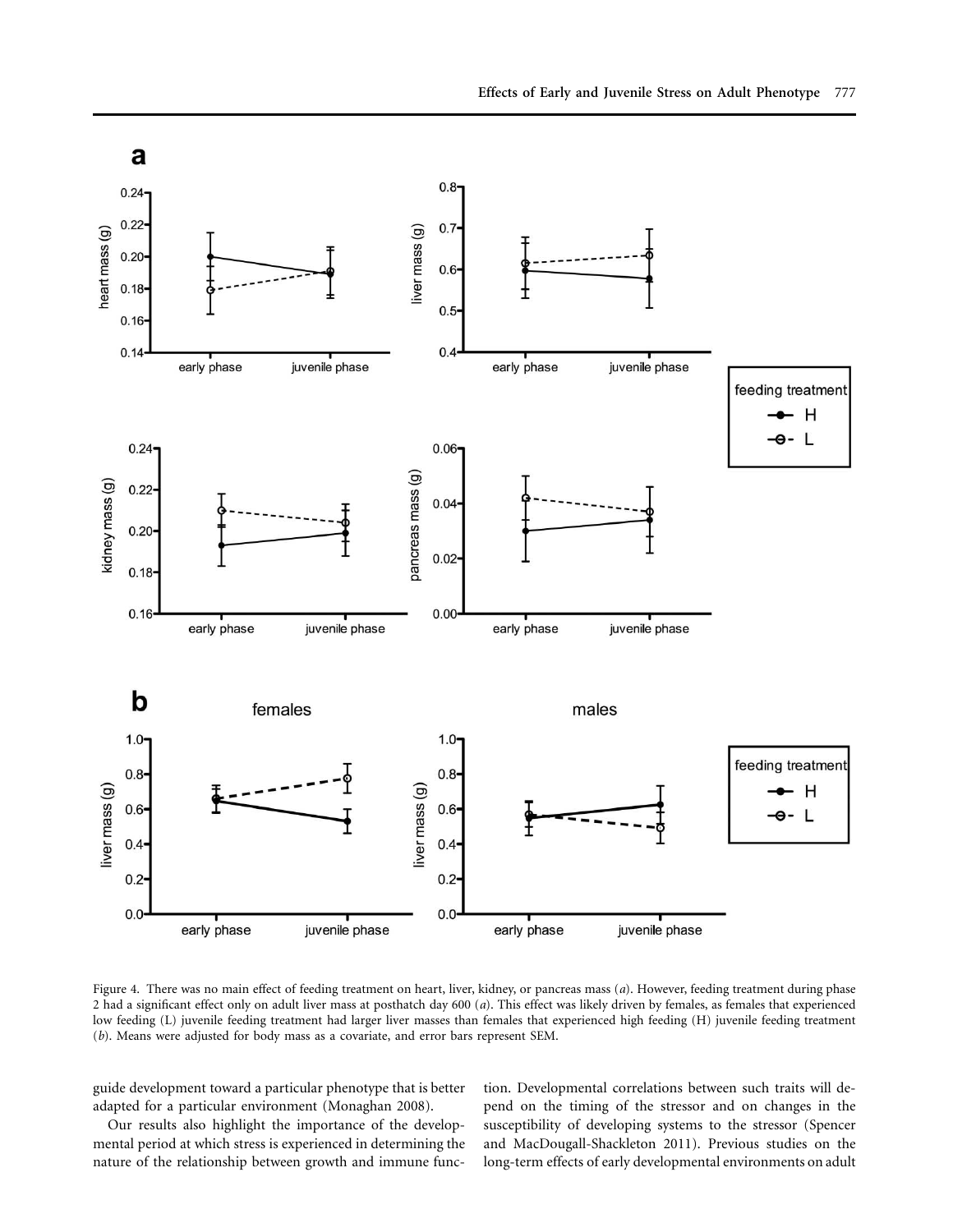Figure 4. There was no main effect of feeding treatment on heart, liver, kidney, or pancreas mass (*a*). However, feeding treatment during phase 2 had a significant effect only on adult liver mass at posthatch day 600 (*a*). This effect was likely driven by females, as females that experienced low feeding (L) juvenile feeding treatment had larger liver masses than females that experienced high feeding (H) juvenile feeding treatment (*b*). Means were adjusted for body mass as a covariate, and error bars represent SEM.

guide development toward a particular phenotype that is better adapted for a particular environment (Monaghan 2008).

Our results also highlight the importance of the developmental period at which stress is experienced in determining the nature of the relationship between growth and immune function. Developmental correlations between such traits will depend on the timing of the stressor and on changes in the susceptibility of developing systems to the stressor (Spencer and MacDougall-Shackleton 2011). Previous studies on the long-term effects of early developmental environments on adult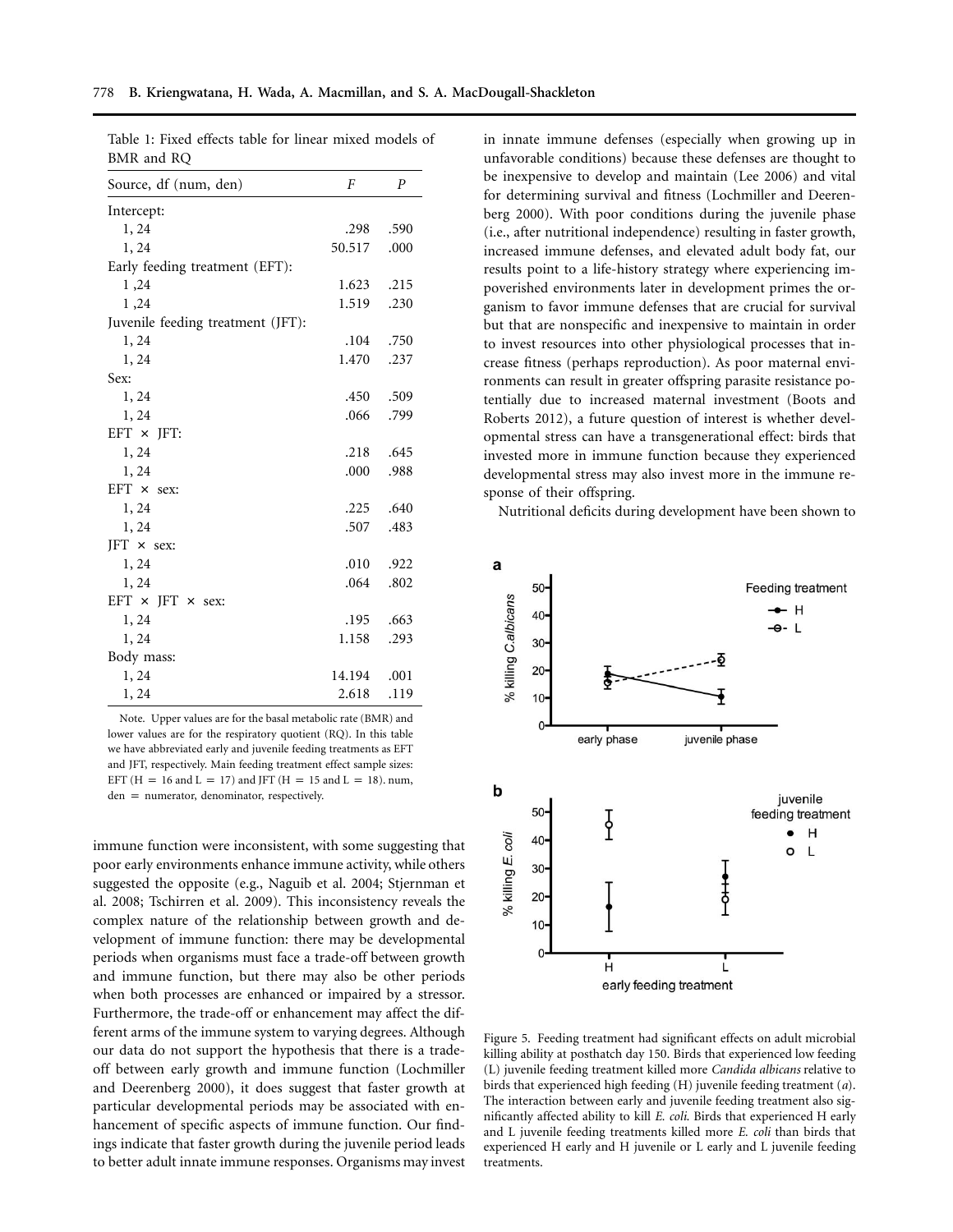Table 1: Fixed effects table for linear mixed models of BMR and RQ

| Source, df (num, den) | $F$ | $P$ |
|---|---|---|
| Intercept: | | |
| 1, 24 | .298 | .590 |
| 1, 24 | 50.517 | .000 |
| Early feeding treatment (EFT): | | |
| 1 ,24 | 1.623 | .215 |
| 1 ,24 | 1.519 | .230 |
| Juvenile feeding treatment (JFT): | | |
| 1, 24 | .104 | .750 |
| 1, 24 | 1.470 | .237 |
| Sex: | | |
| 1, 24 | .450 | .509 |
| 1, 24 | .066 | .799 |
| EFT × JFT: | | |
| 1, 24 | .218 | .645 |
| 1, 24 | .000 | .988 |
| EFT × sex: | | |
| 1, 24 | .225 | .640 |
| 1, 24 | .507 | .483 |
| JFT × sex: | | |
| 1, 24 | .010 | .922 |
| 1, 24 | .064 | .802 |
| EFT × JFT × sex: | | |
| 1, 24 | .195 | .663 |
| 1, 24 | 1.158 | .293 |
| Body mass: | | |
| 1, 24 | 14.194 | .001 |
| 1, 24 | 2.618 | .119 |

Note. Upper values are for the basal metabolic rate (BMR) and lower values are for the respiratory quotient (RQ). In this table we have abbreviated early and juvenile feeding treatments as EFT and JFT, respectively. Main feeding treatment effect sample sizes: EFT (H = 16 and L = 17) and JFT (H = 15 and L = 18). num, den = numerator, denominator, respectively.

immune function were inconsistent, with some suggesting that poor early environments enhance immune activity, while others suggested the opposite (e.g., Naguib et al. 2004; Stjernman et al. 2008; Tschirren et al. 2009). This inconsistency reveals the complex nature of the relationship between growth and development of immune function: there may be developmental periods when organisms must face a trade-off between growth and immune function, but there may also be other periods when both processes are enhanced or impaired by a stressor. Furthermore, the trade-off or enhancement may affect the different arms of the immune system to varying degrees. Although our data do not support the hypothesis that there is a trade-off between early growth and immune function (Lochmiller and Deerenberg 2000), it does suggest that faster growth at particular developmental periods may be associated with enhancement of specific aspects of immune function. Our findings indicate that faster growth during the juvenile period leads to better adult innate immune responses. Organisms may invest in innate immune defenses (especially when growing up in unfavorable conditions) because these defenses are thought to be inexpensive to develop and maintain (Lee 2006) and vital for determining survival and fitness (Lochmiller and Deerenberg 2000). With poor conditions during the juvenile phase (i.e., after nutritional independence) resulting in faster growth, increased immune defenses, and elevated adult body fat, our results point to a life-history strategy where experiencing impoverished environments later in development primes the organism to favor immune defenses that are crucial for survival but that are nonspecific and inexpensive to maintain in order to invest resources into other physiological processes that increase fitness (perhaps reproduction). As poor maternal environments can result in greater offspring parasite resistance potentially due to increased maternal investment (Boots and Roberts 2012), a future question of interest is whether developmental stress can have a transgenerational effect: birds that invested more in immune function because they experienced developmental stress may also invest more in the immune response of their offspring.

Nutritional deficits during development have been shown to

Figure 5. Feeding treatment had significant effects on adult microbial killing ability at posthatch day 150. Birds that experienced low feeding (L) juvenile feeding treatment killed more *Candida albicans* relative to birds that experienced high feeding (H) juvenile feeding treatment (*a*). The interaction between early and juvenile feeding treatment also significantly affected ability to kill *E. coli*. Birds that experienced H early and L juvenile feeding treatments killed more *E. coli* than birds that experienced H early and H juvenile or L early and L juvenile feeding treatments.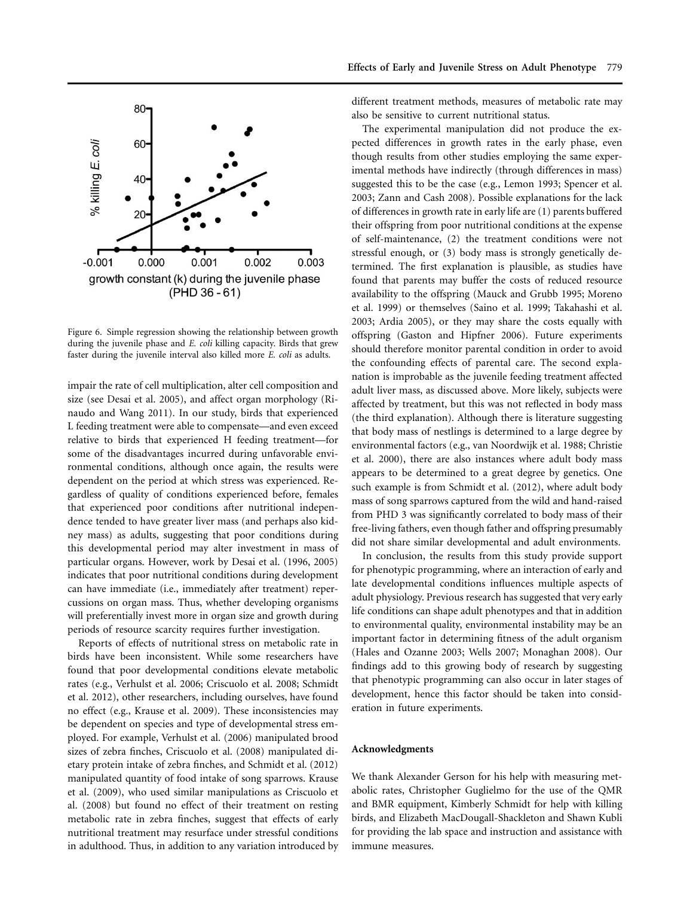Figure 6. Simple regression showing the relationship between growth during the juvenile phase and *E. coli* killing capacity. Birds that grew faster during the juvenile interval also killed more *E. coli* as adults.

impair the rate of cell multiplication, alter cell composition and size (see Desai et al. 2005), and affect organ morphology (Rinaudo and Wang 2011). In our study, birds that experienced L feeding treatment were able to compensate—and even exceed relative to birds that experienced H feeding treatment—for some of the disadvantages incurred during unfavorable environmental conditions, although once again, the results were dependent on the period at which stress was experienced. Regardless of quality of conditions experienced before, females that experienced poor conditions after nutritional independence tended to have greater liver mass (and perhaps also kidney mass) as adults, suggesting that poor conditions during this developmental period may alter investment in mass of particular organs. However, work by Desai et al. (1996, 2005) indicates that poor nutritional conditions during development can have immediate (i.e., immediately after treatment) repercussions on organ mass. Thus, whether developing organisms will preferentially invest more in organ size and growth during periods of resource scarcity requires further investigation.

Reports of effects of nutritional stress on metabolic rate in birds have been inconsistent. While some researchers have found that poor developmental conditions elevate metabolic rates (e.g., Verhulst et al. 2006; Criscuolo et al. 2008; Schmidt et al. 2012), other researchers, including ourselves, have found no effect (e.g., Krause et al. 2009). These inconsistencies may be dependent on species and type of developmental stress employed. For example, Verhulst et al. (2006) manipulated brood sizes of zebra finches, Criscuolo et al. (2008) manipulated dietary protein intake of zebra finches, and Schmidt et al. (2012) manipulated quantity of food intake of song sparrows. Krause et al. (2009), who used similar manipulations as Criscuolo et al. (2008) but found no effect of their treatment on resting metabolic rate in zebra finches, suggest that effects of early nutritional treatment may resurface under stressful conditions in adulthood. Thus, in addition to any variation introduced by different treatment methods, measures of metabolic rate may also be sensitive to current nutritional status.

The experimental manipulation did not produce the expected differences in growth rates in the early phase, even though results from other studies employing the same experimental methods have indirectly (through differences in mass) suggested this to be the case (e.g., Lemon 1993; Spencer et al. 2003; Zann and Cash 2008). Possible explanations for the lack of differences in growth rate in early life are (1) parents buffered their offspring from poor nutritional conditions at the expense of self-maintenance, (2) the treatment conditions were not stressful enough, or (3) body mass is strongly genetically determined. The first explanation is plausible, as studies have found that parents may buffer the costs of reduced resource availability to the offspring (Mauck and Grubb 1995; Moreno et al. 1999) or themselves (Saino et al. 1999; Takahashi et al. 2003; Ardia 2005), or they may share the costs equally with offspring (Gaston and Hipfner 2006). Future experiments should therefore monitor parental condition in order to avoid the confounding effects of parental care. The second explanation is improbable as the juvenile feeding treatment affected adult liver mass, as discussed above. More likely, subjects were affected by treatment, but this was not reflected in body mass (the third explanation). Although there is literature suggesting that body mass of nestlings is determined to a large degree by environmental factors (e.g., van Noordwijk et al. 1988; Christie et al. 2000), there are also instances where adult body mass appears to be determined to a great degree by genetics. One such example is from Schmidt et al. (2012), where adult body mass of song sparrows captured from the wild and hand-raised from PHD 3 was significantly correlated to body mass of their free-living fathers, even though father and offspring presumably did not share similar developmental and adult environments.

In conclusion, the results from this study provide support for phenotypic programming, where an interaction of early and late developmental conditions influences multiple aspects of adult physiology. Previous research has suggested that very early life conditions can shape adult phenotypes and that in addition to environmental quality, environmental instability may be an important factor in determining fitness of the adult organism (Hales and Ozanne 2003; Wells 2007; Monaghan 2008). Our findings add to this growing body of research by suggesting that phenotypic programming can also occur in later stages of development, hence this factor should be taken into consideration in future experiments.

#### Acknowledgments

We thank Alexander Gerson for his help with measuring metabolic rates, Christopher Guglielmo for the use of the QMR and BMR equipment, Kimberly Schmidt for help with killing birds, and Elizabeth MacDougall-Shackleton and Shawn Kubli for providing the lab space and instruction and assistance with immune measures.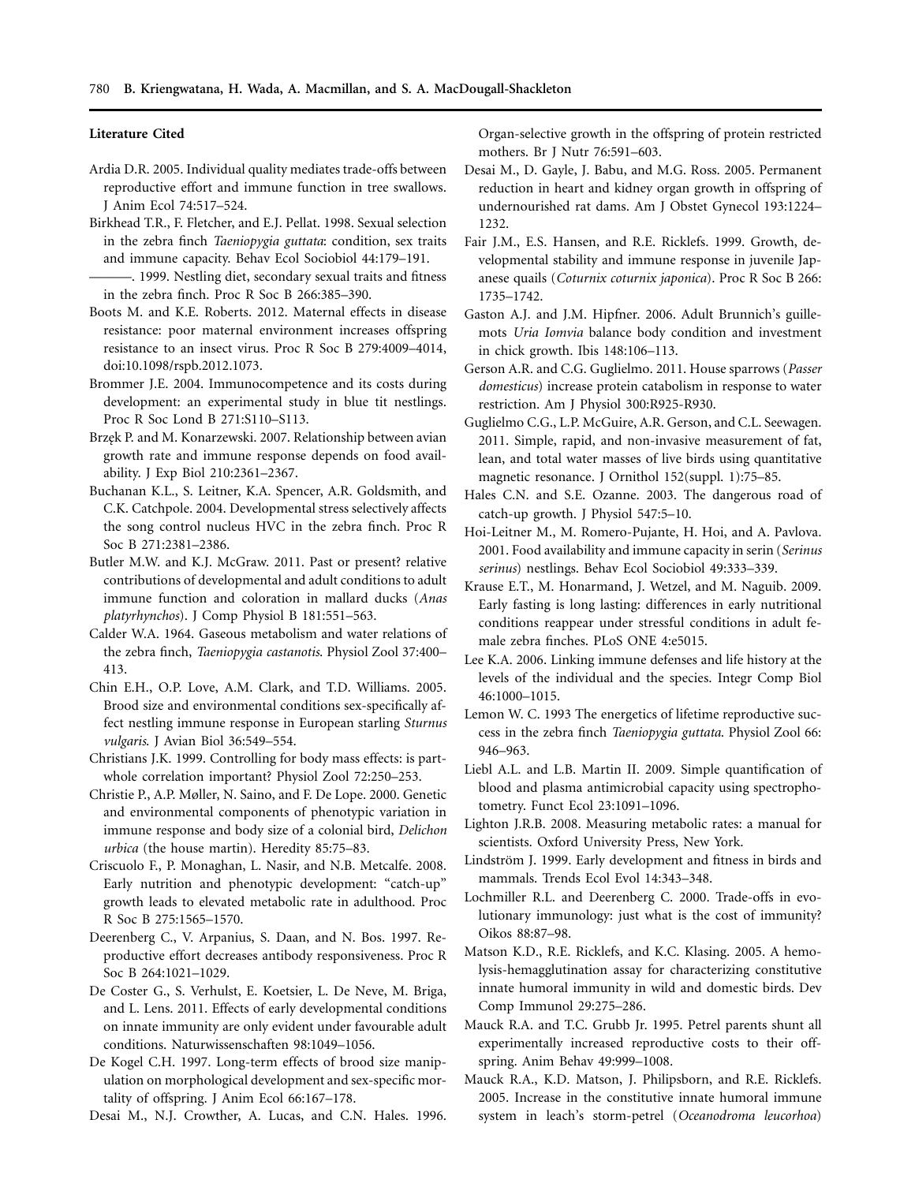### Literature Cited

Ardia D.R. 2005. Individual quality mediates trade-offs between reproductive effort and immune function in tree swallows. J Anim Ecol 74:517–524.

Birkhead T.R., F. Fletcher, and E.J. Pellat. 1998. Sexual selection in the zebra finch *Taeniopygia guttata*: condition, sex traits and immune capacity. Behav Ecol Sociobiol 44:179–191.

———. 1999. Nestling diet, secondary sexual traits and fitness in the zebra finch. Proc R Soc B 266:385–390.

Boots M. and K.E. Roberts. 2012. Maternal effects in disease resistance: poor maternal environment increases offspring resistance to an insect virus. Proc R Soc B 279:4009–4014, doi:10.1098/rspb.2012.1073.

Brommer J.E. 2004. Immunocompetence and its costs during development: an experimental study in blue tit nestlings. Proc R Soc Lond B 271:S110–S113.

Brzęk P. and M. Konarzewski. 2007. Relationship between avian growth rate and immune response depends on food availability. J Exp Biol 210:2361–2367.

Buchanan K.L., S. Leitner, K.A. Spencer, A.R. Goldsmith, and C.K. Catchpole. 2004. Developmental stress selectively affects the song control nucleus HVC in the zebra finch. Proc R Soc B 271:2381–2386.

Butler M.W. and K.J. McGraw. 2011. Past or present? relative contributions of developmental and adult conditions to adult immune function and coloration in mallard ducks (*Anas platyrhynchos*). J Comp Physiol B 181:551–563.

Calder W.A. 1964. Gaseous metabolism and water relations of the zebra finch, *Taeniopygia castanotis*. Physiol Zool 37:400–413.

Chin E.H., O.P. Love, A.M. Clark, and T.D. Williams. 2005. Brood size and environmental conditions sex-specifically affect nestling immune response in European starling *Sturnus vulgaris*. J Avian Biol 36:549–554.

Christians J.K. 1999. Controlling for body mass effects: is part-whole correlation important? Physiol Zool 72:250–253.

Christie P., A.P. Møller, N. Saino, and F. De Lope. 2000. Genetic and environmental components of phenotypic variation in immune response and body size of a colonial bird, *Delichon urbica* (the house martin). Heredity 85:75–83.

Criscuolo F., P. Monaghan, L. Nasir, and N.B. Metcalfe. 2008. Early nutrition and phenotypic development: "catch-up" growth leads to elevated metabolic rate in adulthood. Proc R Soc B 275:1565–1570.

Deerenberg C., V. Arpanius, S. Daan, and N. Bos. 1997. Reproductive effort decreases antibody responsiveness. Proc R Soc B 264:1021–1029.

De Coster G., S. Verhulst, E. Koetsier, L. De Neve, M. Briga, and L. Lens. 2011. Effects of early developmental conditions on innate immunity are only evident under favourable adult conditions. Naturwissenschaften 98:1049–1056.

De Kogel C.H. 1997. Long-term effects of brood size manipulation on morphological development and sex-specific mortality of offspring. J Anim Ecol 66:167–178.

Desai M., N.J. Crowther, A. Lucas, and C.N. Hales. 1996. Organ-selective growth in the offspring of protein restricted mothers. Br J Nutr 76:591–603.

Desai M., D. Gayle, J. Babu, and M.G. Ross. 2005. Permanent reduction in heart and kidney organ growth in offspring of undernourished rat dams. Am J Obstet Gynecol 193:1224–1232.

Fair J.M., E.S. Hansen, and R.E. Ricklefs. 1999. Growth, developmental stability and immune response in juvenile Japanese quails (*Coturnix coturnix japonica*). Proc R Soc B 266: 1735–1742.

Gaston A.J. and J.M. Hipfner. 2006. Adult Brunnich's guillemots *Uria Iomvia* balance body condition and investment in chick growth. Ibis 148:106–113.

Gerson A.R. and C.G. Guglielmo. 2011. House sparrows (*Passer domesticus*) increase protein catabolism in response to water restriction. Am J Physiol 300:R925-R930.

Guglielmo C.G., L.P. McGuire, A.R. Gerson, and C.L. Seewagen. 2011. Simple, rapid, and non-invasive measurement of fat, lean, and total water masses of live birds using quantitative magnetic resonance. J Ornithol 152(suppl. 1):75–85.

Hales C.N. and S.E. Ozanne. 2003. The dangerous road of catch-up growth. J Physiol 547:5–10.

Hoi-Leitner M., M. Romero-Pujante, H. Hoi, and A. Pavlova. 2001. Food availability and immune capacity in serin (*Serinus serinus*) nestlings. Behav Ecol Sociobiol 49:333–339.

Krause E.T., M. Honarmand, J. Wetzel, and M. Naguib. 2009. Early fasting is long lasting: differences in early nutritional conditions reappear under stressful conditions in adult female zebra finches. PLoS ONE 4:e5015.

Lee K.A. 2006. Linking immune defenses and life history at the levels of the individual and the species. Integr Comp Biol 46:1000–1015.

Lemon W. C. 1993 The energetics of lifetime reproductive success in the zebra finch *Taeniopygia guttata*. Physiol Zool 66: 946–963.

Liebl A.L. and L.B. Martin II. 2009. Simple quantification of blood and plasma antimicrobial capacity using spectrophotometry. Funct Ecol 23:1091–1096.

Lighton J.R.B. 2008. Measuring metabolic rates: a manual for scientists. Oxford University Press, New York.

Lindström J. 1999. Early development and fitness in birds and mammals. Trends Ecol Evol 14:343–348.

Lochmiller R.L. and Deerenberg C. 2000. Trade-offs in evolutionary immunology: just what is the cost of immunity? Oikos 88:87–98.

Matson K.D., R.E. Ricklefs, and K.C. Klasing. 2005. A hemolysis-hemagglutination assay for characterizing constitutive innate humoral immunity in wild and domestic birds. Dev Comp Immunol 29:275–286.

Mauck R.A. and T.C. Grubb Jr. 1995. Petrel parents shunt all experimentally increased reproductive costs to their offspring. Anim Behav 49:999–1008.

Mauck R.A., K.D. Matson, J. Philipsborn, and R.E. Ricklefs. 2005. Increase in the constitutive innate humoral immune system in leach's storm-petrel (*Oceanodroma leucorhoa*)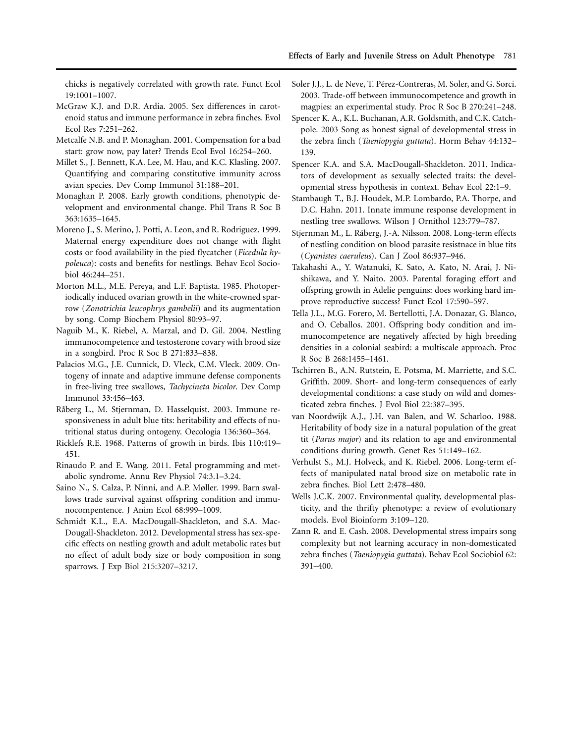chicks is negatively correlated with growth rate. Funct Ecol 19:1001–1007.

McGraw K.J. and D.R. Ardia. 2005. Sex differences in carotenoid status and immune performance in zebra finches. Evol Ecol Res 7:251–262.

Metcalfe N.B. and P. Monaghan. 2001. Compensation for a bad start: grow now, pay later? Trends Ecol Evol 16:254–260.

Millet S., J. Bennett, K.A. Lee, M. Hau, and K.C. Klasling. 2007. Quantifying and comparing constitutive immunity across avian species. Dev Comp Immunol 31:188–201.

Monaghan P. 2008. Early growth conditions, phenotypic development and environmental change. Phil Trans R Soc B 363:1635–1645.

Moreno J., S. Merino, J. Potti, A. Leon, and R. Rodriguez. 1999. Maternal energy expenditure does not change with flight costs or food availability in the pied flycatcher (*Ficedula hypoleuca*): costs and benefits for nestlings. Behav Ecol Sociobiol 46:244–251.

Morton M.L., M.E. Pereya, and L.F. Baptista. 1985. Photoperiodically induced ovarian growth in the white-crowned sparrow (*Zonotrichia leucophrys gambelii*) and its augmentation by song. Comp Biochem Physiol 80:93–97.

Naguib M., K. Riebel, A. Marzal, and D. Gil. 2004. Nestling immunocompetence and testosterone covary with brood size in a songbird. Proc R Soc B 271:833–838.

Palacios M.G., J.E. Cunnick, D. Vleck, C.M. Vleck. 2009. Ontogeny of innate and adaptive immune defense components in free-living tree swallows, *Tachycineta bicolor*. Dev Comp Immunol 33:456–463.

Råberg L., M. Stjernman, D. Hasselquist. 2003. Immune responsiveness in adult blue tits: heritability and effects of nutritional status during ontogeny. Oecologia 136:360–364.

Ricklefs R.E. 1968. Patterns of growth in birds. Ibis 110:419–451.

Rinaudo P. and E. Wang. 2011. Fetal programming and metabolic syndrome. Annu Rev Physiol 74:3.1–3.24.

Saino N., S. Calza, P. Ninni, and A.P. Møller. 1999. Barn swallows trade survival against offspring condition and immunocompentence. J Anim Ecol 68:999–1009.

Schmidt K.L., E.A. MacDougall-Shackleton, and S.A. MacDougall-Shackleton. 2012. Developmental stress has sex-specific effects on nestling growth and adult metabolic rates but no effect of adult body size or body composition in song sparrows. J Exp Biol 215:3207–3217.

Soler J.J., L. de Neve, T. Pérez-Contreras, M. Soler, and G. Sorci. 2003. Trade-off between immunocompetence and growth in magpies: an experimental study. Proc R Soc B 270:241–248.

Spencer K. A., K.L. Buchanan, A.R. Goldsmith, and C.K. Catchpole. 2003 Song as honest signal of developmental stress in the zebra finch (*Taeniopygia guttata*). Horm Behav 44:132–139.

Spencer K.A. and S.A. MacDougall-Shackleton. 2011. Indicators of development as sexually selected traits: the developmental stress hypothesis in context. Behav Ecol 22:1–9.

Stambaugh T., B.J. Houdek, M.P. Lombardo, P.A. Thorpe, and D.C. Hahn. 2011. Innate immune response development in nestling tree swallows. Wilson J Ornithol 123:779–787.

Stjernman M., L. Råberg, J.-A. Nilsson. 2008. Long-term effects of nestling condition on blood parasite resistnace in blue tits (*Cyanistes caeruleus*). Can J Zool 86:937–946.

Takahashi A., Y. Watanuki, K. Sato, A. Kato, N. Arai, J. Nishikawa, and Y. Naito. 2003. Parental foraging effort and offspring growth in Adelie penguins: does working hard improve reproductive success? Funct Ecol 17:590–597.

Tella J.L., M.G. Forero, M. Bertellotti, J.A. Donazar, G. Blanco, and O. Ceballos. 2001. Offspring body condition and immunocompetence are negatively affected by high breeding densities in a colonial seabird: a multiscale approach. Proc R Soc B 268:1455–1461.

Tschirren B., A.N. Rutstein, E. Potsma, M. Marriette, and S.C. Griffith. 2009. Short- and long-term consequences of early developmental conditions: a case study on wild and domesticated zebra finches. J Evol Biol 22:387–395.

van Noordwijk A.J., J.H. van Balen, and W. Scharloo. 1988. Heritability of body size in a natural population of the great tit (*Parus major*) and its relation to age and environmental conditions during growth. Genet Res 51:149–162.

Verhulst S., M.J. Holveck, and K. Riebel. 2006. Long-term effects of manipulated natal brood size on metabolic rate in zebra finches. Biol Lett 2:478–480.

Wells J.C.K. 2007. Environmental quality, developmental plasticity, and the thrifty phenotype: a review of evolutionary models. Evol Bioinform 3:109–120.

Zann R. and E. Cash. 2008. Developmental stress impairs song complexity but not learning accuracy in non-domesticated zebra finches (*Taeniopygia guttata*). Behav Ecol Sociobiol 62: 391–400.